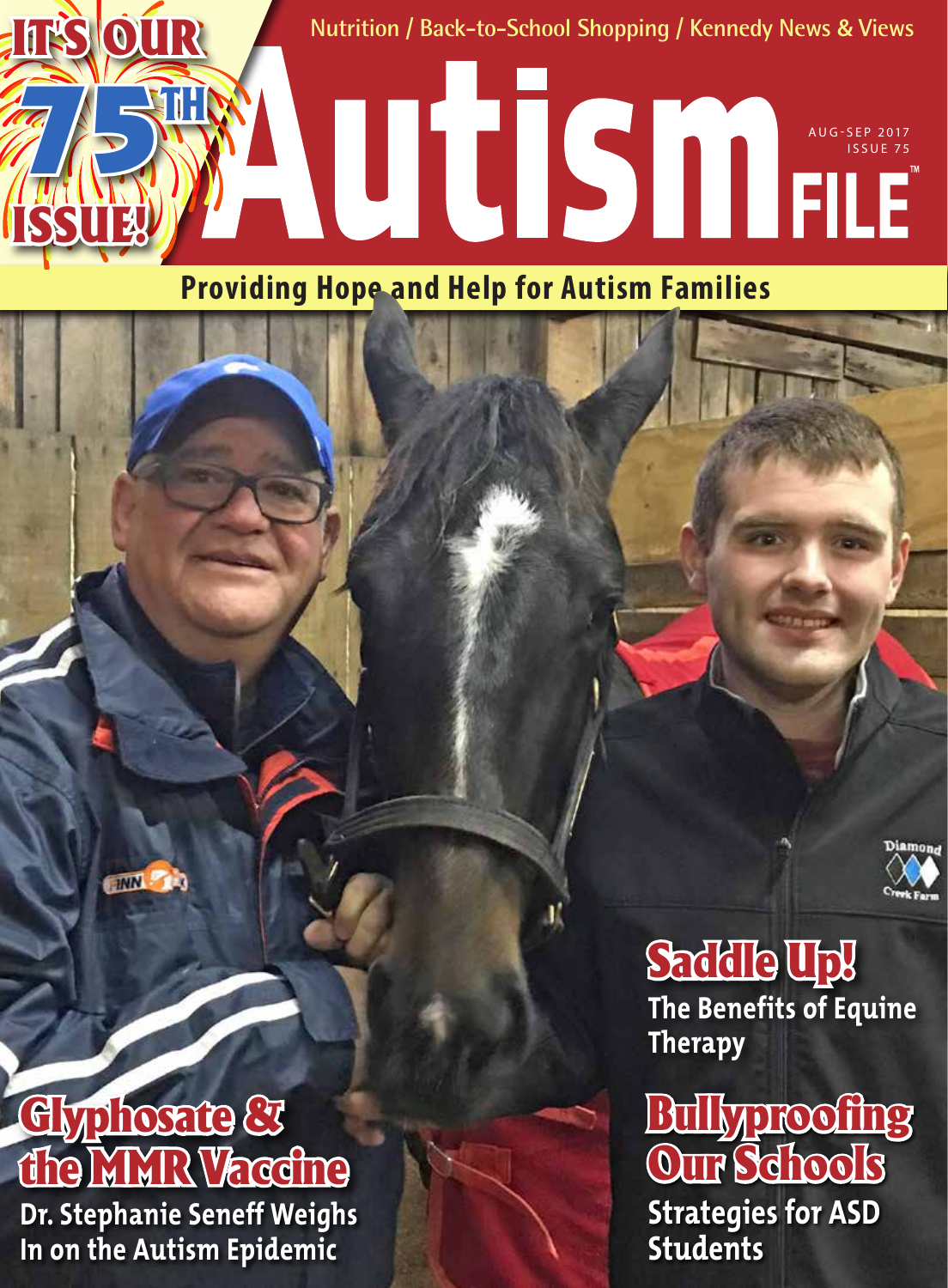IT'S OUR 75TH ISSUE!

Nutrition / Back-to-School Shopping / Kennedy News & Views

# Autism FILE™

AUG-SEP 2017
ISSUE 75

**Providing Hope and Help for Autism Families**

## Saddle Up!

**The Benefits of Equine Therapy**

## Glyphosate & the MMR Vaccine

**Dr. Stephanie Seneff Weighs In on the Autism Epidemic**

## Bullyproofing Our Schools

**Strategies for ASD Students**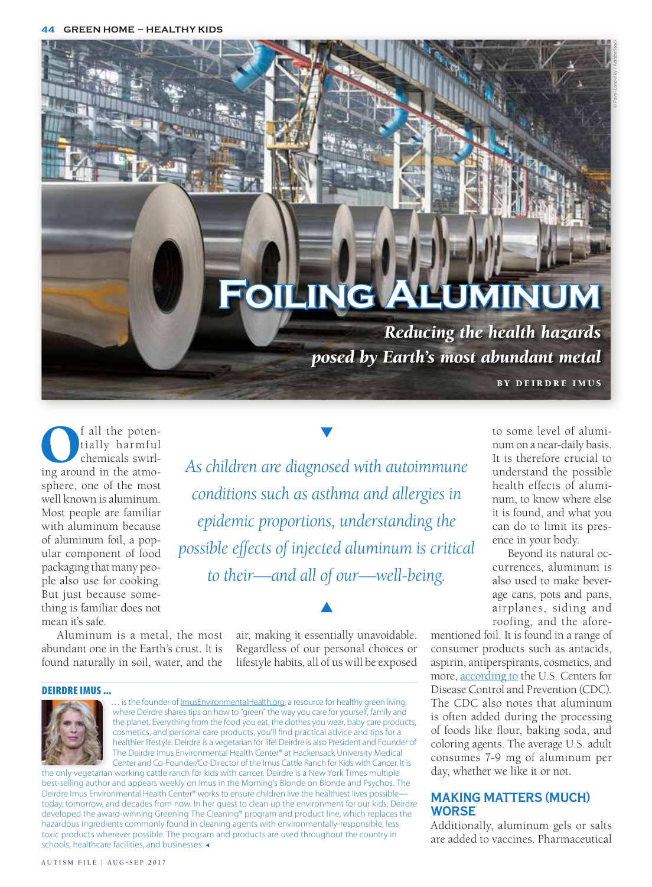# Foiling Aluminum

## *Reducing the health hazards posed by Earth's most abundant metal*

BY DEIRDRE IMUS

Of all the potentially harmful chemicals swirling around in the atmosphere, one of the most well known is aluminum. Most people are familiar with aluminum because of aluminum foil, a popular component of food packaging that many people also use for cooking. But just because something is familiar does not mean it's safe.

> *As children are diagnosed with autoimmune conditions such as asthma and allergies in epidemic proportions, understanding the possible effects of injected aluminum is critical to their—and all of our—well-being.*

Aluminum is a metal, the most abundant one in the Earth's crust. It is found naturally in soil, water, and the air, making it essentially unavoidable. Regardless of our personal choices or lifestyle habits, all of us will be exposed to some level of aluminum on a near-daily basis. It is therefore crucial to understand the possible health effects of aluminum, to know where else it is found, and what you can do to limit its presence in your body.

Beyond its natural occurrences, aluminum is also used to make beverage cans, pots and pans, airplanes, siding and roofing, and the aforementioned foil. It is found in a range of consumer products such as antacids, aspirin, antiperspirants, cosmetics, and more, according to the U.S. Centers for Disease Control and Prevention (CDC). The CDC also notes that aluminum is often added during the processing of foods like flour, baking soda, and coloring agents. The average U.S. adult consumes 7-9 mg of aluminum per day, whether we like it or not.

## MAKING MATTERS (MUCH) WORSE

Additionally, aluminum gels or salts are added to vaccines. Pharmaceutical

---

**DEIRDRE IMUS ...**

... is the founder of ImusEnvironmentalHealth.org, a resource for healthy green living, where Deirdre shares tips on how to "green" the way you care for yourself, family and the planet. Everything from the food you eat, the clothes you wear, baby care products, cosmetics, and personal care products, you'll find practical advice and tips for a healthier lifestyle. Deirdre is a vegetarian for life! Deirdre is also President and Founder of The Deirdre Imus Environmental Health Center® at Hackensack University Medical Center and Co-Founder/Co-Director of the Imus Cattle Ranch for Kids with Cancer. It is the only vegetarian working cattle ranch for kids with cancer. Deirdre is a New York Times multiple best-selling author and appears weekly on Imus in the Morning's Blonde on Blonde and Psychos. The Deirdre Imus Environmental Health Center® works to ensure children live the healthiest lives possible—today, tomorrow, and decades from now. In her quest to clean up the environment for our kids, Deirdre developed the award-winning Greening The Cleaning® program and product line, which replaces the hazardous ingredients commonly found in cleaning agents with environmentally-responsible, less toxic products wherever possible. The program and products are used throughout the country in schools, healthcare facilities, and businesses.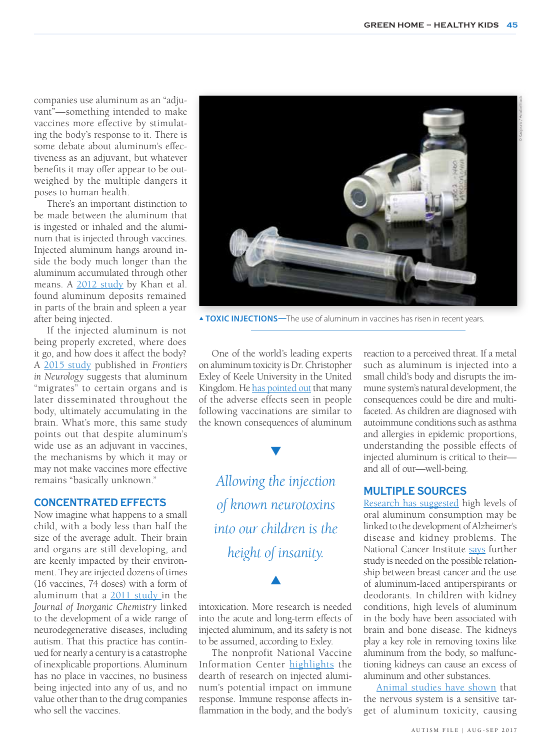companies use aluminum as an "adjuvant"—something intended to make vaccines more effective by stimulating the body's response to it. There is some debate about aluminum's effectiveness as an adjuvant, but whatever benefits it may offer appear to be outweighed by the multiple dangers it poses to human health.

There's an important distinction to be made between the aluminum that is ingested or inhaled and the aluminum that is injected through vaccines. Injected aluminum hangs around inside the body much longer than the aluminum accumulated through other means. A 2012 study by Khan et al. found aluminum deposits remained in parts of the brain and spleen a year after being injected.

If the injected aluminum is not being properly excreted, where does it go, and how does it affect the body? A 2015 study published in *Frontiers in Neurology* suggests that aluminum "migrates" to certain organs and is later disseminated throughout the body, ultimately accumulating in the brain. What's more, this same study points out that despite aluminum's wide use as an adjuvant in vaccines, the mechanisms by which it may or may not make vaccines more effective remains "basically unknown."

## CONCENTRATED EFFECTS

Now imagine what happens to a small child, with a body less than half the size of the average adult. Their brain and organs are still developing, and are keenly impacted by their environment. They are injected dozens of times (16 vaccines, 74 doses) with a form of aluminum that a 2011 study in the *Journal of Inorganic Chemistry* linked to the development of a wide range of neurodegenerative diseases, including autism. That this practice has continued for nearly a century is a catastrophe of inexplicable proportions. Aluminum has no place in vaccines, no business being injected into any of us, and no value other than to the drug companies who sell the vaccines.

**▲ TOXIC INJECTIONS—**The use of aluminum in vaccines has risen in recent years.

One of the world's leading experts on aluminum toxicity is Dr. Christopher Exley of Keele University in the United Kingdom. He has pointed out that many of the adverse effects seen in people following vaccinations are similar to the known consequences of aluminum intoxication. More research is needed into the acute and long-term effects of injected aluminum, and its safety is not to be assumed, according to Exley.

> *Allowing the injection of known neurotoxins into our children is the height of insanity.*

The nonprofit National Vaccine Information Center highlights the dearth of research on injected aluminum's potential impact on immune response. Immune response affects inflammation in the body, and the body's reaction to a perceived threat. If a metal such as aluminum is injected into a small child's body and disrupts the immune system's natural development, the consequences could be dire and multifaceted. As children are diagnosed with autoimmune conditions such as asthma and allergies in epidemic proportions, understanding the possible effects of injected aluminum is critical to their—and all of our—well-being.

## MULTIPLE SOURCES

Research has suggested high levels of oral aluminum consumption may be linked to the development of Alzheimer's disease and kidney problems. The National Cancer Institute says further study is needed on the possible relationship between breast cancer and the use of aluminum-laced antiperspirants or deodorants. In children with kidney conditions, high levels of aluminum in the body have been associated with brain and bone disease. The kidneys play a key role in removing toxins like aluminum from the body, so malfunctioning kidneys can cause an excess of aluminum and other substances.

Animal studies have shown that the nervous system is a sensitive target of aluminum toxicity, causing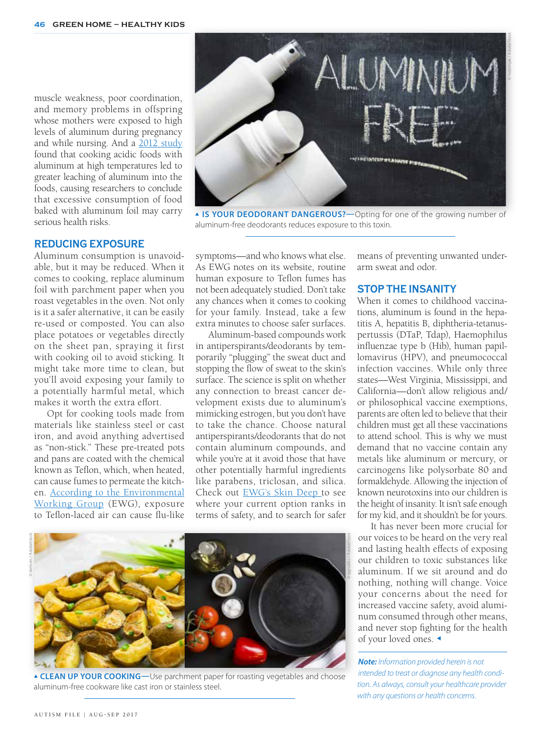muscle weakness, poor coordination, and memory problems in offspring whose mothers were exposed to high levels of aluminum during pregnancy and while nursing. And a 2012 study found that cooking acidic foods with aluminum at high temperatures led to greater leaching of aluminum into the foods, causing researchers to conclude that excessive consumption of food baked with aluminum foil may carry serious health risks.

▲ **IS YOUR DEODORANT DANGEROUS?**—Opting for one of the growing number of aluminum-free deodorants reduces exposure to this toxin.

## REDUCING EXPOSURE

Aluminum consumption is unavoidable, but it may be reduced. When it comes to cooking, replace aluminum foil with parchment paper when you roast vegetables in the oven. Not only is it a safer alternative, it can be easily re-used or composted. You can also place potatoes or vegetables directly on the sheet pan, spraying it first with cooking oil to avoid sticking. It might take more time to clean, but you'll avoid exposing your family to a potentially harmful metal, which makes it worth the extra effort.

Opt for cooking tools made from materials like stainless steel or cast iron, and avoid anything advertised as "non-stick." These pre-treated pots and pans are coated with the chemical known as Teflon, which, when heated, can cause fumes to permeate the kitchen. According to the Environmental Working Group (EWG), exposure to Teflon-laced air can cause flu-like symptoms—and who knows what else. As EWG notes on its website, routine human exposure to Teflon fumes has not been adequately studied. Don't take any chances when it comes to cooking for your family. Instead, take a few extra minutes to choose safer surfaces.

Aluminum-based compounds work in antiperspirants/deodorants by temporarily "plugging" the sweat duct and stopping the flow of sweat to the skin's surface. The science is split on whether any connection to breast cancer development exists due to aluminum's mimicking estrogen, but you don't have to take the chance. Choose natural antiperspirants/deodorants that do not contain aluminum compounds, and while you're at it avoid those that have other potentially harmful ingredients like parabens, triclosan, and silica. Check out EWG's Skin Deep to see where your current option ranks in terms of safety, and to search for safer means of preventing unwanted underarm sweat and odor.

▲ **CLEAN UP YOUR COOKING**—Use parchment paper for roasting vegetables and choose aluminum-free cookware like cast iron or stainless steel.

## STOP THE INSANITY

When it comes to childhood vaccinations, aluminum is found in the hepatitis A, hepatitis B, diphtheria-tetanus-pertussis (DTaP, Tdap), Haemophilus influenzae type b (Hib), human papillomavirus (HPV), and pneumococcal infection vaccines. While only three states—West Virginia, Mississippi, and California—don't allow religious and/or philosophical vaccine exemptions, parents are often led to believe that their children must get all these vaccinations to attend school. This is why we must demand that no vaccine contain any metals like aluminum or mercury, or carcinogens like polysorbate 80 and formaldehyde. Allowing the injection of known neurotoxins into our children is the height of insanity. It isn't safe enough for my kid, and it shouldn't be for yours.

It has never been more crucial for our voices to be heard on the very real and lasting health effects of exposing our children to toxic substances like aluminum. If we sit around and do nothing, nothing will change. Voice your concerns about the need for increased vaccine safety, avoid aluminum consumed through other means, and never stop fighting for the health of your loved ones. ◂

***Note:*** *Information provided herein is not intended to treat or diagnose any health condition. As always, consult your healthcare provider with any questions or health concerns.*